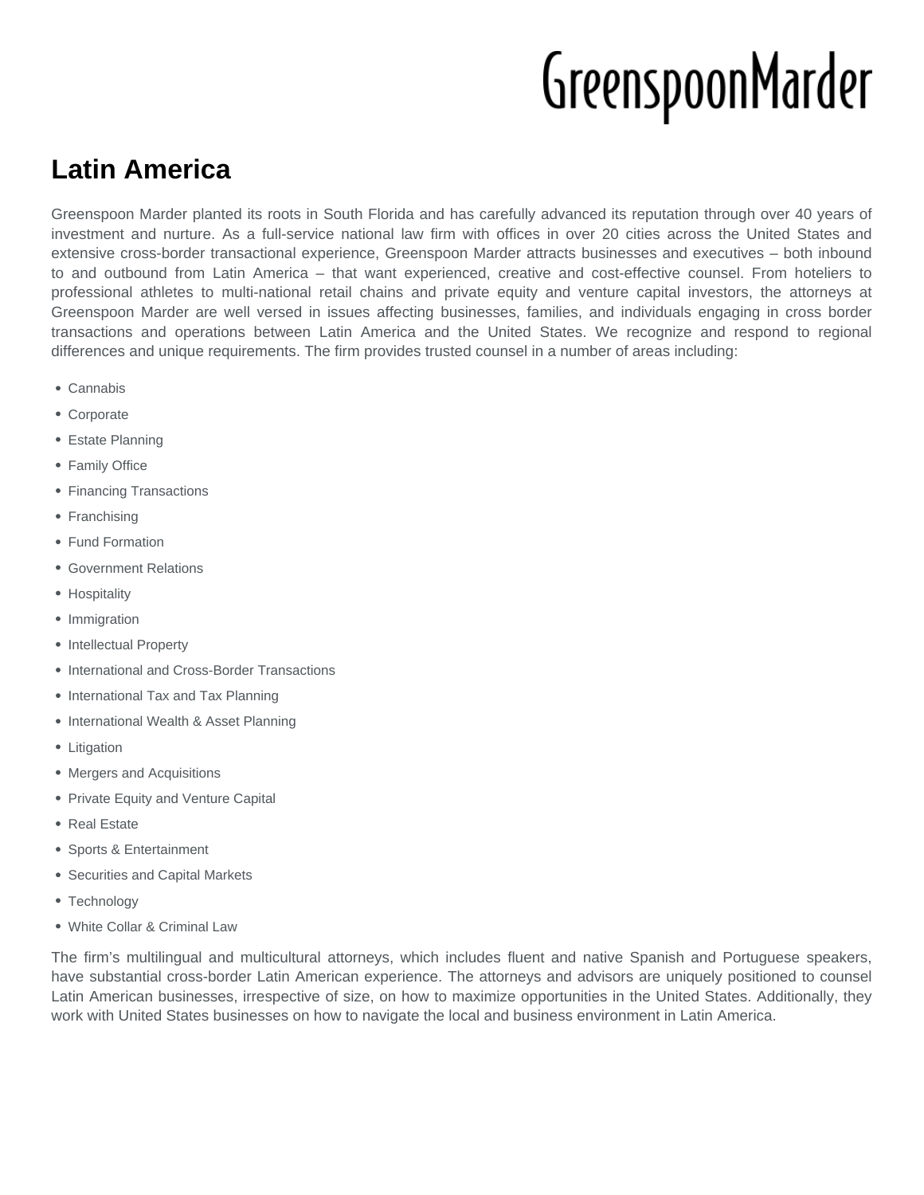# Latin America

Greenspoon Marder planted its roots in South Florida and has carefully advanced its reputation through over 40 years of investment and nurture. As a full-service national law firm with offices in over 20 cities across the United States and extensive cross-border transactional experience, Greenspoon Marder attracts businesses and executives – both inbound to and outbound from Latin America – that want experienced, creative and cost-effective counsel. From hoteliers to professional athletes to multi-national retail chains and private equity and venture capital investors, the attorneys at Greenspoon Marder are well versed in issues affecting businesses, families, and individuals engaging in cross border transactions and operations between Latin America and the United States. We recognize and respond to regional differences and unique requirements. The firm provides trusted counsel in a number of areas including:

- Cannabis
- Corporate
- Estate Planning
- Family Office
- Financing Transactions
- Franchising
- Fund Formation
- Government Relations
- Hospitality
- Immigration
- Intellectual Property
- International and Cross-Border Transactions
- International Tax and Tax Planning
- International Wealth & Asset Planning
- Litigation
- Mergers and Acquisitions
- Private Equity and Venture Capital
- Real Estate
- Sports & Entertainment
- Securities and Capital Markets
- Technology
- White Collar & Criminal Law

The firm's multilingual and multicultural attorneys, which includes fluent and native Spanish and Portuguese speakers, have substantial cross-border Latin American experience. The attorneys and advisors are uniquely positioned to counsel Latin American businesses, irrespective of size, on how to maximize opportunities in the United States. Additionally, they work with United States businesses on how to navigate the local and business environment in Latin America.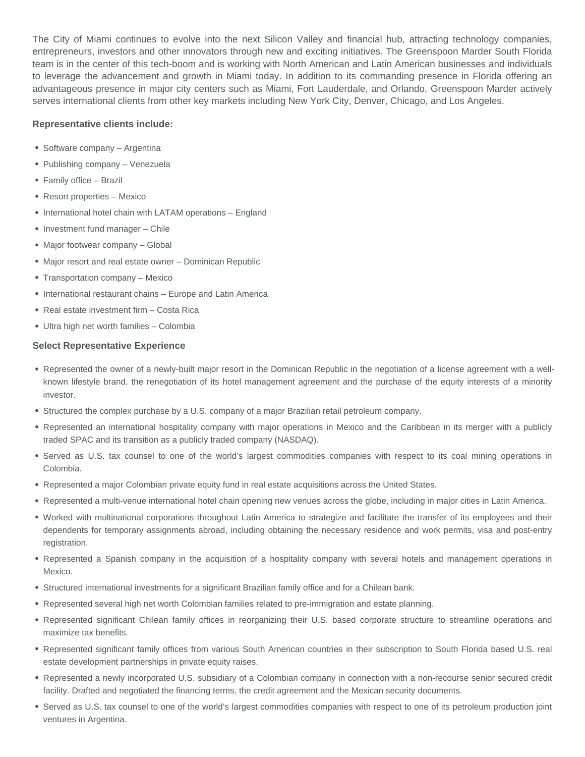The City of Miami continues to evolve into the next Silicon Valley and financial hub, attracting technology companies, entrepreneurs, investors and other innovators through new and exciting initiatives. The Greenspoon Marder South Florida team is in the center of this tech-boom and is working with North American and Latin American businesses and individuals to leverage the advancement and growth in Miami today. In addition to its commanding presence in Florida offering an advantageous presence in major city centers such as Miami, Fort Lauderdale, and Orlando, Greenspoon Marder actively serves international clients from other key markets including New York City, Denver, Chicago, and Los Angeles.

### Representative clients include:

- Software company – Argentina
- Publishing company – Venezuela
- Family office – Brazil
- Resort properties – Mexico
- International hotel chain with LATAM operations – England
- Investment fund manager – Chile
- Major footwear company – Global
- Major resort and real estate owner – Dominican Republic
- Transportation company – Mexico
- International restaurant chains – Europe and Latin America
- Real estate investment firm – Costa Rica
- Ultra high net worth families – Colombia

### Select Representative Experience

- Represented the owner of a newly-built major resort in the Dominican Republic in the negotiation of a license agreement with a well-known lifestyle brand, the renegotiation of its hotel management agreement and the purchase of the equity interests of a minority investor.
- Structured the complex purchase by a U.S. company of a major Brazilian retail petroleum company.
- Represented an international hospitality company with major operations in Mexico and the Caribbean in its merger with a publicly traded SPAC and its transition as a publicly traded company (NASDAQ).
- Served as U.S. tax counsel to one of the world's largest commodities companies with respect to its coal mining operations in Colombia.
- Represented a major Colombian private equity fund in real estate acquisitions across the United States.
- Represented a multi-venue international hotel chain opening new venues across the globe, including in major cities in Latin America.
- Worked with multinational corporations throughout Latin America to strategize and facilitate the transfer of its employees and their dependents for temporary assignments abroad, including obtaining the necessary residence and work permits, visa and post-entry registration.
- Represented a Spanish company in the acquisition of a hospitality company with several hotels and management operations in Mexico.
- Structured international investments for a significant Brazilian family office and for a Chilean bank.
- Represented several high net worth Colombian families related to pre-immigration and estate planning.
- Represented significant Chilean family offices in reorganizing their U.S. based corporate structure to streamline operations and maximize tax benefits.
- Represented significant family offices from various South American countries in their subscription to South Florida based U.S. real estate development partnerships in private equity raises.
- Represented a newly incorporated U.S. subsidiary of a Colombian company in connection with a non-recourse senior secured credit facility. Drafted and negotiated the financing terms, the credit agreement and the Mexican security documents.
- Served as U.S. tax counsel to one of the world's largest commodities companies with respect to one of its petroleum production joint ventures in Argentina.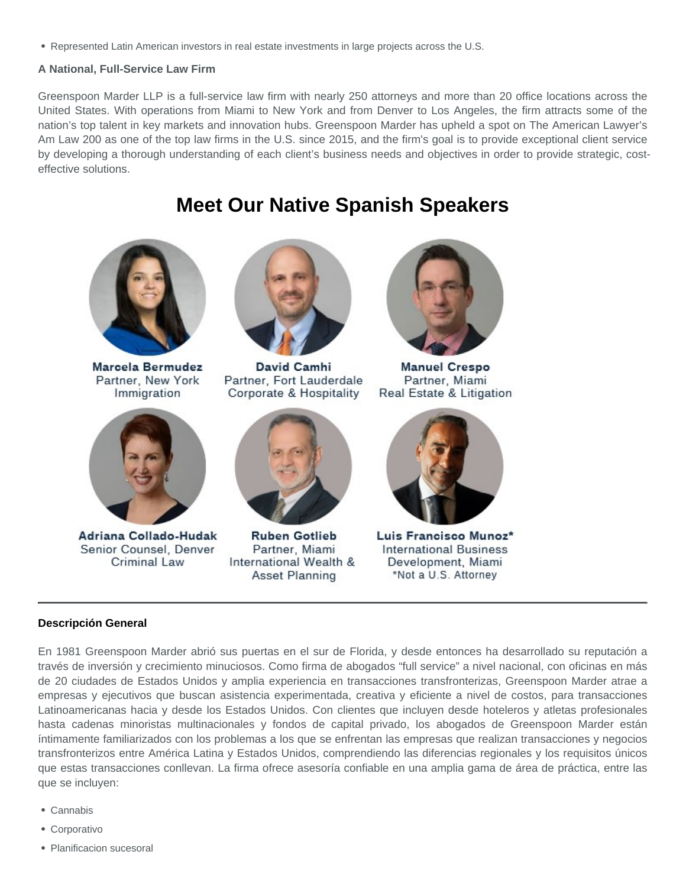- Represented Latin American investors in real estate investments in large projects across the U.S.

**A National, Full-Service Law Firm**

Greenspoon Marder LLP is a full-service law firm with nearly 250 attorneys and more than 20 office locations across the United States. With operations from Miami to New York and from Denver to Los Angeles, the firm attracts some of the nation's top talent in key markets and innovation hubs. Greenspoon Marder has upheld a spot on The American Lawyer's Am Law 200 as one of the top law firms in the U.S. since 2015, and the firm's goal is to provide exceptional client service by developing a thorough understanding of each client's business needs and objectives in order to provide strategic, cost-effective solutions.

# Meet Our Native Spanish Speakers

**Marcela Bermudez**
Partner, New York
Immigration

**David Camhi**
Partner, Fort Lauderdale
Corporate & Hospitality

**Manuel Crespo**
Partner, Miami
Real Estate & Litigation

**Adriana Collado-Hudak**
Senior Counsel, Denver
Criminal Law

**Ruben Gotlieb**
Partner, Miami
International Wealth & Asset Planning

**Luis Francisco Munoz***
International Business Development, Miami
*Not a U.S. Attorney

---

**Descripción General**

En 1981 Greenspoon Marder abrió sus puertas en el sur de Florida, y desde entonces ha desarrollado su reputación a través de inversión y crecimiento minuciosos. Como firma de abogados "full service" a nivel nacional, con oficinas en más de 20 ciudades de Estados Unidos y amplia experiencia en transacciones transfronterizas, Greenspoon Marder atrae a empresas y ejecutivos que buscan asistencia experimentada, creativa y eficiente a nivel de costos, para transacciones Latinoamericanas hacia y desde los Estados Unidos. Con clientes que incluyen desde hoteleros y atletas profesionales hasta cadenas minoristas multinacionales y fondos de capital privado, los abogados de Greenspoon Marder están íntimamente familiarizados con los problemas a los que se enfrentan las empresas que realizan transacciones y negocios transfronterizos entre América Latina y Estados Unidos, comprendiendo las diferencias regionales y los requisitos únicos que estas transacciones conllevan. La firma ofrece asesoría confiable en una amplia gama de área de práctica, entre las que se incluyen:

- Cannabis
- Corporativo
- Planificacion sucesoral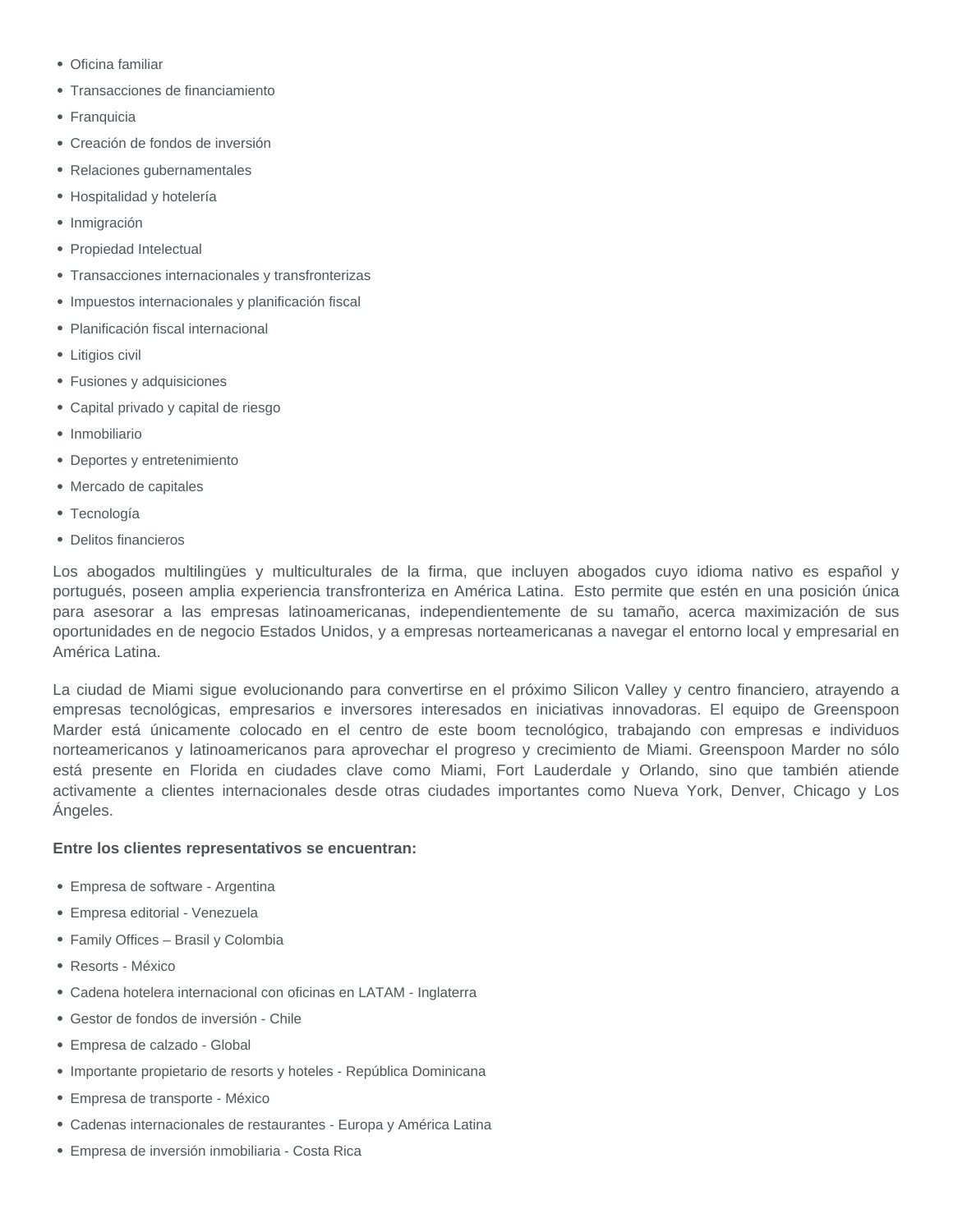- Oficina familiar
- Transacciones de financiamiento
- Franquicia
- Creación de fondos de inversión
- Relaciones gubernamentales
- Hospitalidad y hotelería
- Inmigración
- Propiedad Intelectual
- Transacciones internacionales y transfronterizas
- Impuestos internacionales y planificación fiscal
- Planificación fiscal internacional
- Litigios civil
- Fusiones y adquisiciones
- Capital privado y capital de riesgo
- Inmobiliario
- Deportes y entretenimiento
- Mercado de capitales
- Tecnología
- Delitos financieros

Los abogados multilingües y multiculturales de la firma, que incluyen abogados cuyo idioma nativo es español y portugués, poseen amplia experiencia transfronteriza en América Latina.  Esto permite que estén en una posición única para asesorar a las empresas latinoamericanas, independientemente de su tamaño, acerca maximización de sus oportunidades en de negocio Estados Unidos, y a empresas norteamericanas a navegar el entorno local y empresarial en América Latina.

La ciudad de Miami sigue evolucionando para convertirse en el próximo Silicon Valley y centro financiero, atrayendo a empresas tecnológicas, empresarios e inversores interesados en iniciativas innovadoras. El equipo de Greenspoon Marder está únicamente colocado en el centro de este boom tecnológico, trabajando con empresas e individuos norteamericanos y latinoamericanos para aprovechar el progreso y crecimiento de Miami. Greenspoon Marder no sólo está presente en Florida en ciudades clave como Miami, Fort Lauderdale y Orlando, sino que también atiende activamente a clientes internacionales desde otras ciudades importantes como Nueva York, Denver, Chicago y Los Ángeles.

**Entre los clientes representativos se encuentran:**

- Empresa de software - Argentina
- Empresa editorial - Venezuela
- Family Offices – Brasil y Colombia
- Resorts - México
- Cadena hotelera internacional con oficinas en LATAM - Inglaterra
- Gestor de fondos de inversión - Chile
- Empresa de calzado - Global
- Importante propietario de resorts y hoteles - República Dominicana
- Empresa de transporte - México
- Cadenas internacionales de restaurantes - Europa y América Latina
- Empresa de inversión inmobiliaria - Costa Rica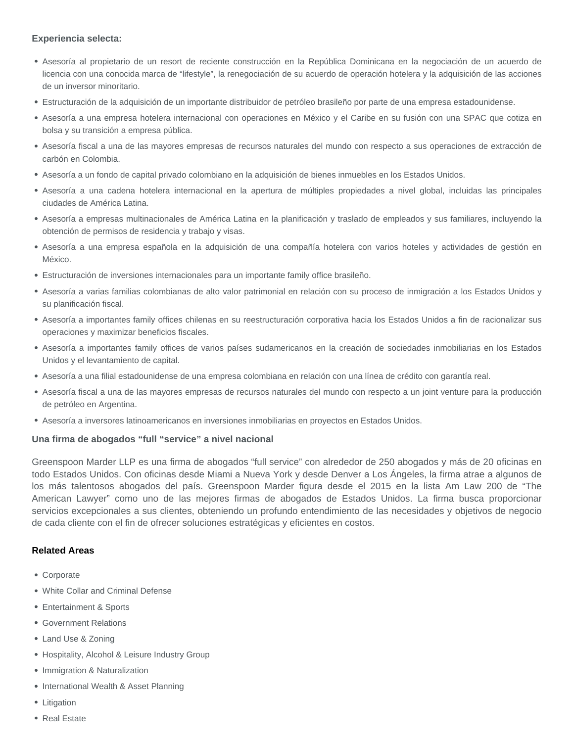### Experiencia selecta:

- Asesoría al propietario de un resort de reciente construcción en la República Dominicana en la negociación de un acuerdo de licencia con una conocida marca de "lifestyle", la renegociación de su acuerdo de operación hotelera y la adquisición de las acciones de un inversor minoritario.
- Estructuración de la adquisición de un importante distribuidor de petróleo brasileño por parte de una empresa estadounidense.
- Asesoría a una empresa hotelera internacional con operaciones en México y el Caribe en su fusión con una SPAC que cotiza en bolsa y su transición a empresa pública.
- Asesoría fiscal a una de las mayores empresas de recursos naturales del mundo con respecto a sus operaciones de extracción de carbón en Colombia.
- Asesoría a un fondo de capital privado colombiano en la adquisición de bienes inmuebles en los Estados Unidos.
- Asesoría a una cadena hotelera internacional en la apertura de múltiples propiedades a nivel global, incluidas las principales ciudades de América Latina.
- Asesoría a empresas multinacionales de América Latina en la planificación y traslado de empleados y sus familiares, incluyendo la obtención de permisos de residencia y trabajo y visas.
- Asesoría a una empresa española en la adquisición de una compañía hotelera con varios hoteles y actividades de gestión en México.
- Estructuración de inversiones internacionales para un importante family office brasileño.
- Asesoría a varias familias colombianas de alto valor patrimonial en relación con su proceso de inmigración a los Estados Unidos y su planificación fiscal.
- Asesoría a importantes family offices chilenas en su reestructuración corporativa hacia los Estados Unidos a fin de racionalizar sus operaciones y maximizar beneficios fiscales.
- Asesoría a importantes family offices de varios países sudamericanos en la creación de sociedades inmobiliarias en los Estados Unidos y el levantamiento de capital.
- Asesoría a una filial estadounidense de una empresa colombiana en relación con una línea de crédito con garantía real.
- Asesoría fiscal a una de las mayores empresas de recursos naturales del mundo con respecto a un joint venture para la producción de petróleo en Argentina.
- Asesoría a inversores latinoamericanos en inversiones inmobiliarias en proyectos en Estados Unidos.

### Una firma de abogados "full "service" a nivel nacional

Greenspoon Marder LLP es una firma de abogados "full service" con alrededor de 250 abogados y más de 20 oficinas en todo Estados Unidos. Con oficinas desde Miami a Nueva York y desde Denver a Los Ángeles, la firma atrae a algunos de los más talentosos abogados del país. Greenspoon Marder figura desde el 2015 en la lista Am Law 200 de "The American Lawyer" como uno de las mejores firmas de abogados de Estados Unidos. La firma busca proporcionar servicios excepcionales a sus clientes, obteniendo un profundo entendimiento de las necesidades y objetivos de negocio de cada cliente con el fin de ofrecer soluciones estratégicas y eficientes en costos.

### Related Areas

- Corporate
- White Collar and Criminal Defense
- Entertainment & Sports
- Government Relations
- Land Use & Zoning
- Hospitality, Alcohol & Leisure Industry Group
- Immigration & Naturalization
- International Wealth & Asset Planning
- Litigation
- Real Estate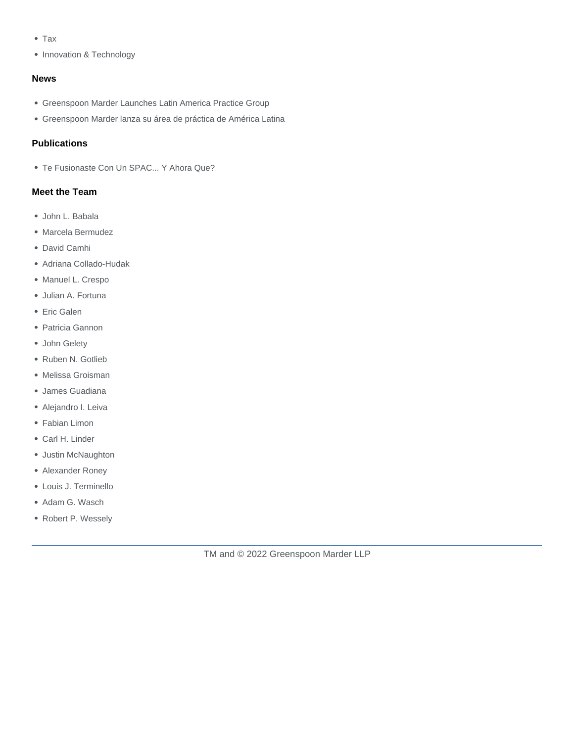- Tax
- Innovation & Technology

## News

- Greenspoon Marder Launches Latin America Practice Group
- Greenspoon Marder lanza su área de práctica de América Latina

## Publications

- Te Fusionaste Con Un SPAC... Y Ahora Que?

## Meet the Team

- John L. Babala
- Marcela Bermudez
- David Camhi
- Adriana Collado-Hudak
- Manuel L. Crespo
- Julian A. Fortuna
- Eric Galen
- Patricia Gannon
- John Gelety
- Ruben N. Gotlieb
- Melissa Groisman
- James Guadiana
- Alejandro I. Leiva
- Fabian Limon
- Carl H. Linder
- Justin McNaughton
- Alexander Roney
- Louis J. Terminello
- Adam G. Wasch
- Robert P. Wessely

---

TM and © 2022 Greenspoon Marder LLP